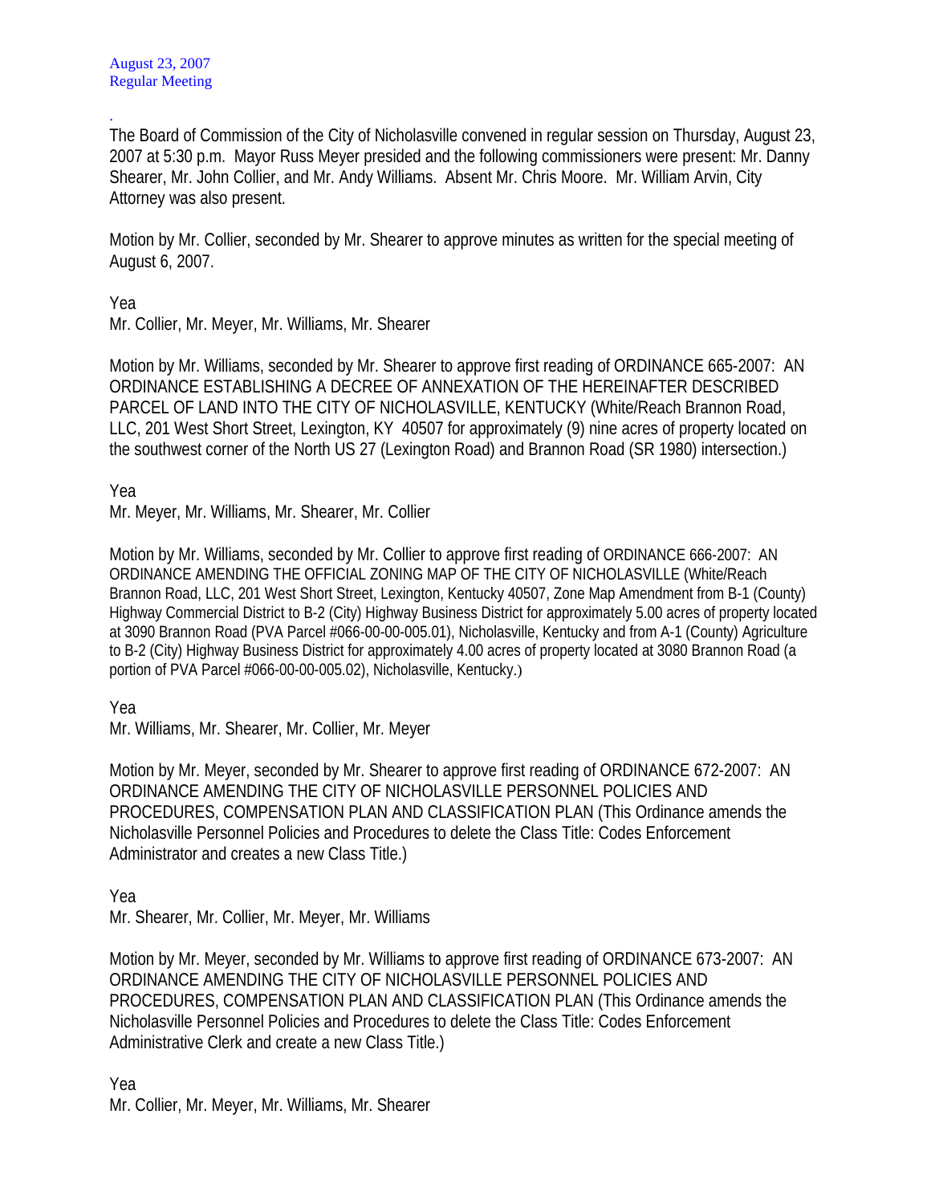August 23, 2007
Regular Meeting

.
The Board of Commission of the City of Nicholasville convened in regular session on Thursday, August 23, 2007 at 5:30 p.m. Mayor Russ Meyer presided and the following commissioners were present: Mr. Danny Shearer, Mr. John Collier, and Mr. Andy Williams. Absent Mr. Chris Moore. Mr. William Arvin, City Attorney was also present.

Motion by Mr. Collier, seconded by Mr. Shearer to approve minutes as written for the special meeting of August 6, 2007.

Yea
Mr. Collier, Mr. Meyer, Mr. Williams, Mr. Shearer

Motion by Mr. Williams, seconded by Mr. Shearer to approve first reading of ORDINANCE 665-2007: AN ORDINANCE ESTABLISHING A DECREE OF ANNEXATION OF THE HEREINAFTER DESCRIBED PARCEL OF LAND INTO THE CITY OF NICHOLASVILLE, KENTUCKY (White/Reach Brannon Road, LLC, 201 West Short Street, Lexington, KY 40507 for approximately (9) nine acres of property located on the southwest corner of the North US 27 (Lexington Road) and Brannon Road (SR 1980) intersection.)

Yea
Mr. Meyer, Mr. Williams, Mr. Shearer, Mr. Collier

Motion by Mr. Williams, seconded by Mr. Collier to approve first reading of ORDINANCE 666-2007: AN ORDINANCE AMENDING THE OFFICIAL ZONING MAP OF THE CITY OF NICHOLASVILLE (White/Reach Brannon Road, LLC, 201 West Short Street, Lexington, Kentucky 40507, Zone Map Amendment from B-1 (County) Highway Commercial District to B-2 (City) Highway Business District for approximately 5.00 acres of property located at 3090 Brannon Road (PVA Parcel #066-00-00-005.01), Nicholasville, Kentucky and from A-1 (County) Agriculture to B-2 (City) Highway Business District for approximately 4.00 acres of property located at 3080 Brannon Road (a portion of PVA Parcel #066-00-00-005.02), Nicholasville, Kentucky.)

Yea
Mr. Williams, Mr. Shearer, Mr. Collier, Mr. Meyer

Motion by Mr. Meyer, seconded by Mr. Shearer to approve first reading of ORDINANCE 672-2007: AN ORDINANCE AMENDING THE CITY OF NICHOLASVILLE PERSONNEL POLICIES AND PROCEDURES, COMPENSATION PLAN AND CLASSIFICATION PLAN (This Ordinance amends the Nicholasville Personnel Policies and Procedures to delete the Class Title: Codes Enforcement Administrator and creates a new Class Title.)

Yea
Mr. Shearer, Mr. Collier, Mr. Meyer, Mr. Williams

Motion by Mr. Meyer, seconded by Mr. Williams to approve first reading of ORDINANCE 673-2007: AN ORDINANCE AMENDING THE CITY OF NICHOLASVILLE PERSONNEL POLICIES AND PROCEDURES, COMPENSATION PLAN AND CLASSIFICATION PLAN (This Ordinance amends the Nicholasville Personnel Policies and Procedures to delete the Class Title: Codes Enforcement Administrative Clerk and create a new Class Title.)

Yea
Mr. Collier, Mr. Meyer, Mr. Williams, Mr. Shearer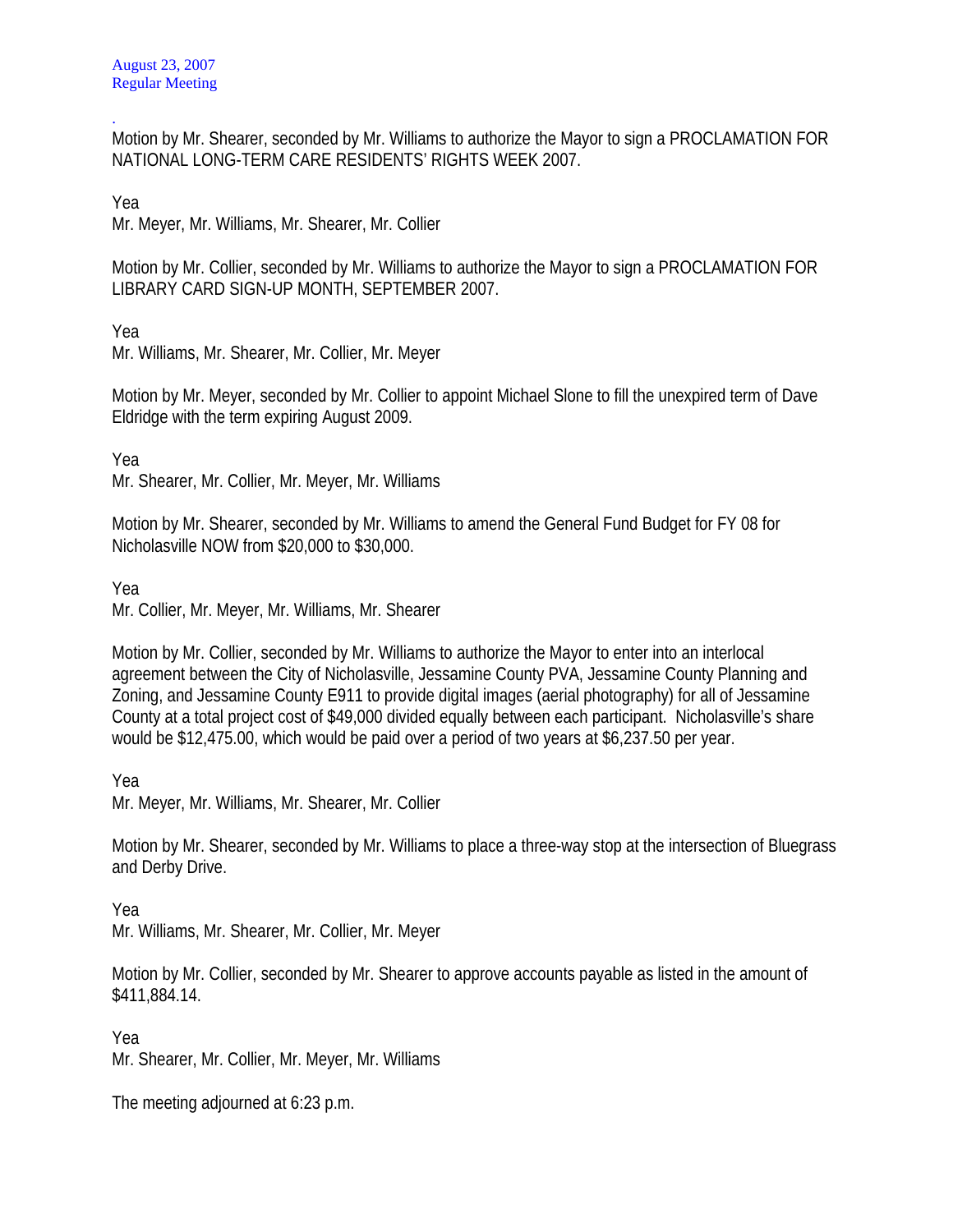.
Motion by Mr. Shearer, seconded by Mr. Williams to authorize the Mayor to sign a PROCLAMATION FOR NATIONAL LONG-TERM CARE RESIDENTS' RIGHTS WEEK 2007.

Yea
Mr. Meyer, Mr. Williams, Mr. Shearer, Mr. Collier

Motion by Mr. Collier, seconded by Mr. Williams to authorize the Mayor to sign a PROCLAMATION FOR LIBRARY CARD SIGN-UP MONTH, SEPTEMBER 2007.

Yea
Mr. Williams, Mr. Shearer, Mr. Collier, Mr. Meyer

Motion by Mr. Meyer, seconded by Mr. Collier to appoint Michael Slone to fill the unexpired term of Dave Eldridge with the term expiring August 2009.

Yea
Mr. Shearer, Mr. Collier, Mr. Meyer, Mr. Williams

Motion by Mr. Shearer, seconded by Mr. Williams to amend the General Fund Budget for FY 08 for Nicholasville NOW from $20,000 to $30,000.

Yea
Mr. Collier, Mr. Meyer, Mr. Williams, Mr. Shearer

Motion by Mr. Collier, seconded by Mr. Williams to authorize the Mayor to enter into an interlocal agreement between the City of Nicholasville, Jessamine County PVA, Jessamine County Planning and Zoning, and Jessamine County E911 to provide digital images (aerial photography) for all of Jessamine County at a total project cost of $49,000 divided equally between each participant. Nicholasville's share would be $12,475.00, which would be paid over a period of two years at $6,237.50 per year.

Yea
Mr. Meyer, Mr. Williams, Mr. Shearer, Mr. Collier

Motion by Mr. Shearer, seconded by Mr. Williams to place a three-way stop at the intersection of Bluegrass and Derby Drive.

Yea
Mr. Williams, Mr. Shearer, Mr. Collier, Mr. Meyer

Motion by Mr. Collier, seconded by Mr. Shearer to approve accounts payable as listed in the amount of $411,884.14.

Yea
Mr. Shearer, Mr. Collier, Mr. Meyer, Mr. Williams

The meeting adjourned at 6:23 p.m.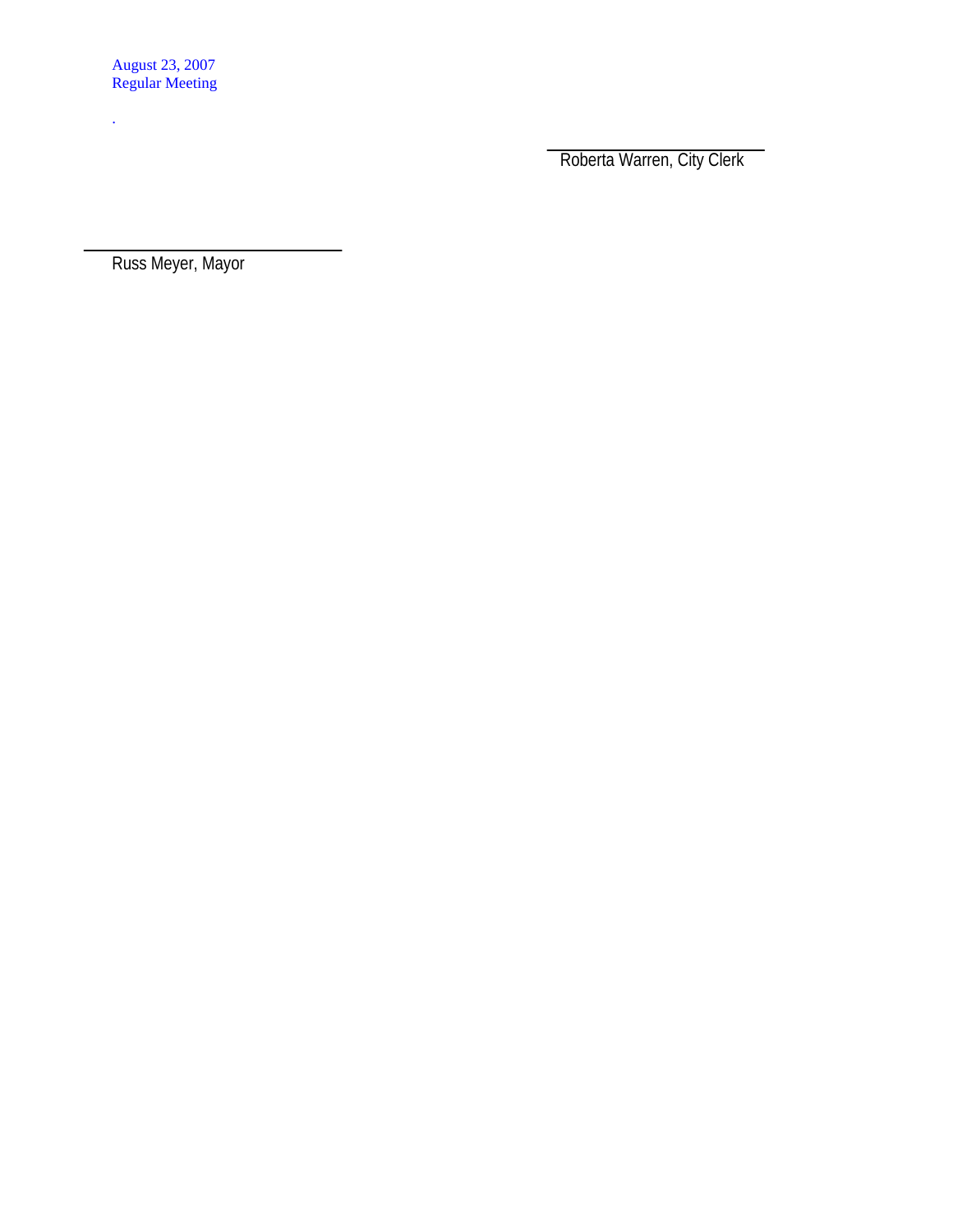Roberta Warren, City Clerk

Russ Meyer, Mayor